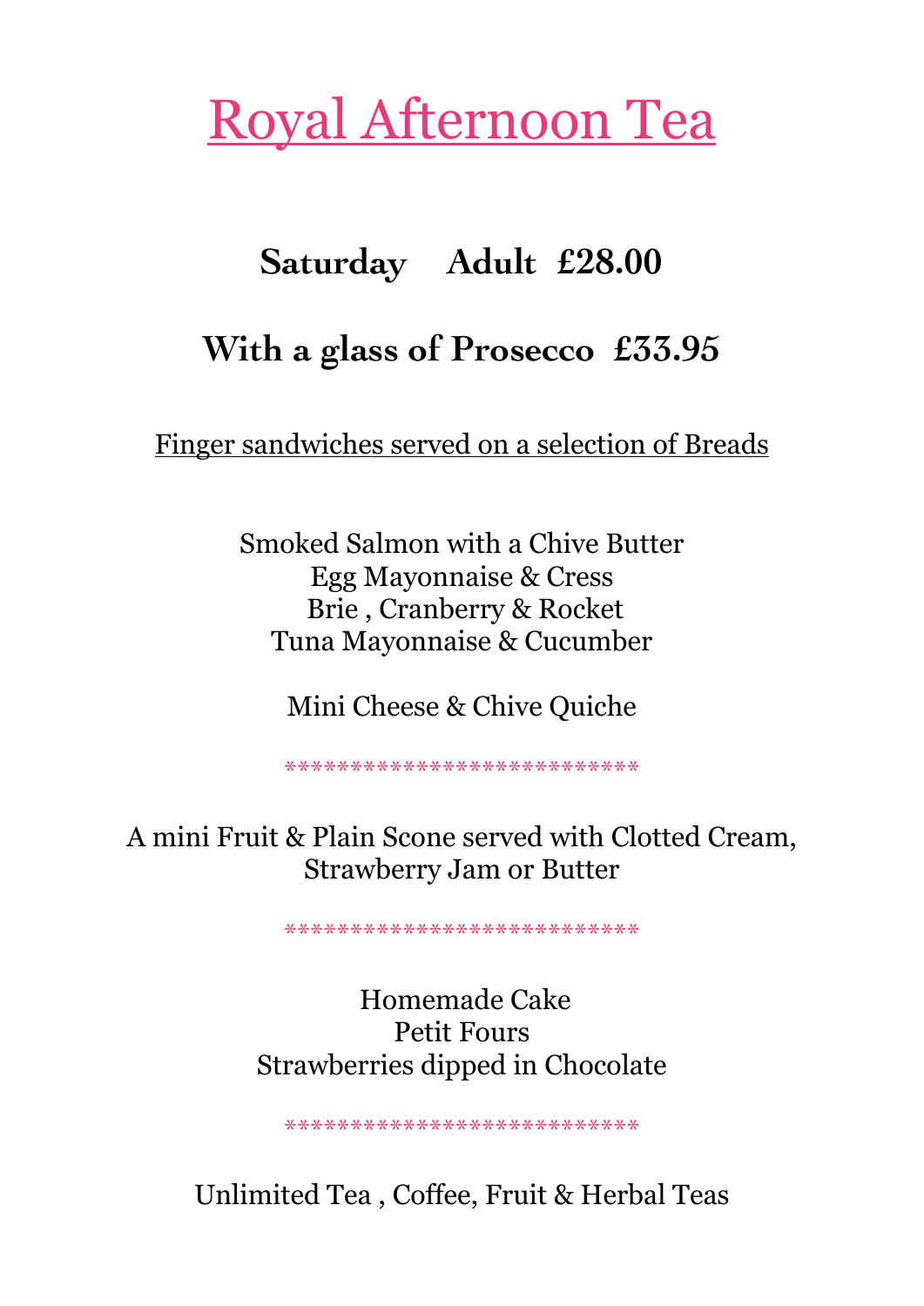# Royal Afternoon Tea

**Saturday Adult £28.00**

**With a glass of Prosecco £33.95**

Finger sandwiches served on a selection of Breads

Smoked Salmon with a Chive Butter
Egg Mayonnaise & Cress
Brie , Cranberry & Rocket
Tuna Mayonnaise & Cucumber

Mini Cheese & Chive Quiche

***************************

A mini Fruit & Plain Scone served with Clotted Cream,
Strawberry Jam or Butter

***************************

Homemade Cake
Petit Fours
Strawberries dipped in Chocolate

***************************

Unlimited Tea , Coffee, Fruit & Herbal Teas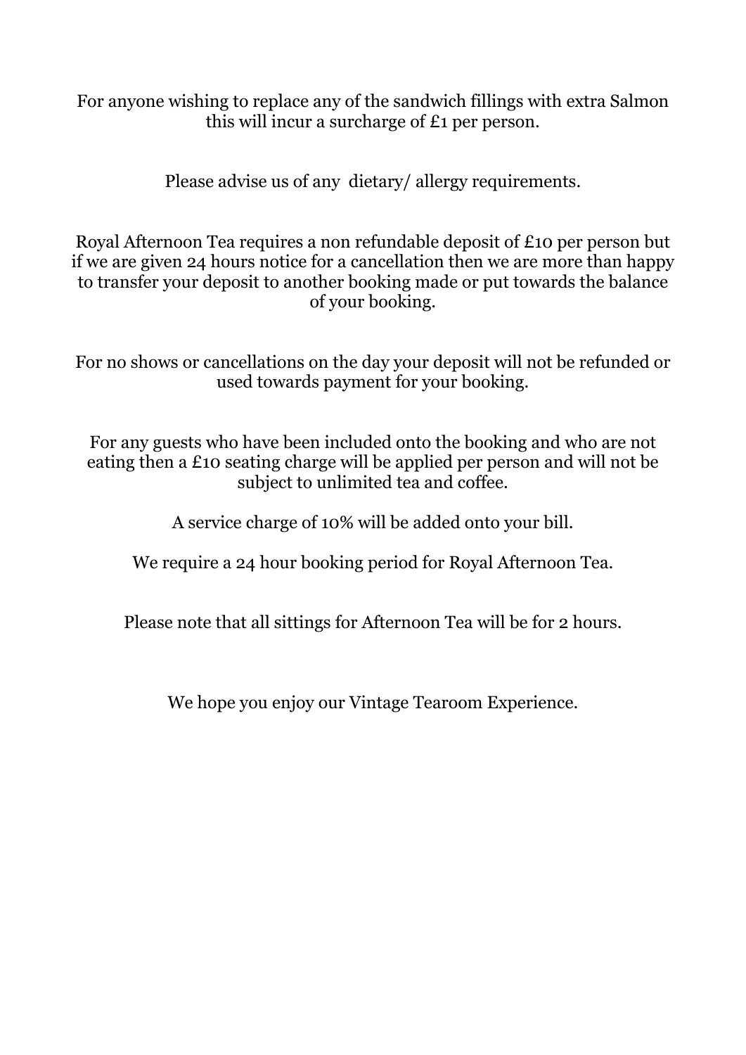For anyone wishing to replace any of the sandwich fillings with extra Salmon this will incur a surcharge of £1 per person.

Please advise us of any dietary/ allergy requirements.

Royal Afternoon Tea requires a non refundable deposit of £10 per person but if we are given 24 hours notice for a cancellation then we are more than happy to transfer your deposit to another booking made or put towards the balance of your booking.

For no shows or cancellations on the day your deposit will not be refunded or used towards payment for your booking.

For any guests who have been included onto the booking and who are not eating then a £10 seating charge will be applied per person and will not be subject to unlimited tea and coffee.

A service charge of 10% will be added onto your bill.

We require a 24 hour booking period for Royal Afternoon Tea.

Please note that all sittings for Afternoon Tea will be for 2 hours.

We hope you enjoy our Vintage Tearoom Experience.